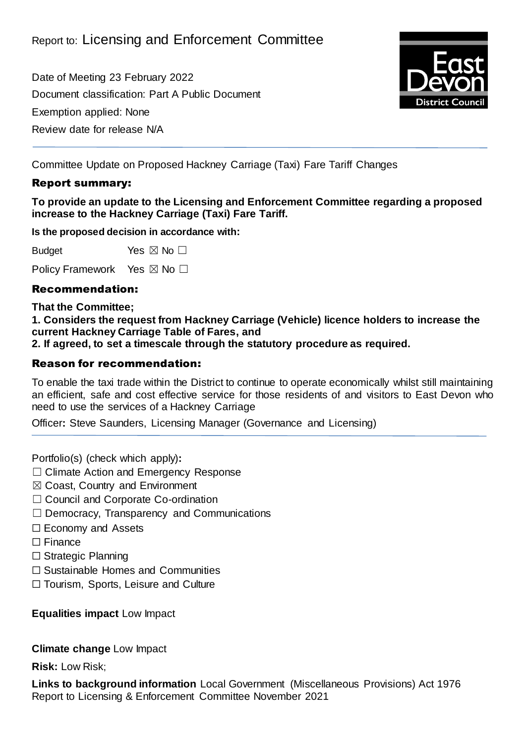Report to: Licensing and Enforcement Committee

Date of Meeting 23 February 2022

Document classification: Part A Public Document

Exemption applied: None

Review date for release N/A

---

Committee Update on Proposed Hackney Carriage (Taxi) Fare Tariff Changes

## Report summary:

**To provide an update to the Licensing and Enforcement Committee regarding a proposed increase to the Hackney Carriage (Taxi) Fare Tariff.**

**Is the proposed decision in accordance with:**

Budget Yes ☒ No ☐

Policy Framework Yes ☒ No ☐

## Recommendation:

**That the Committee;**

**1. Considers the request from Hackney Carriage (Vehicle) licence holders to increase the current Hackney Carriage Table of Fares, and**

**2. If agreed, to set a timescale through the statutory procedure as required.**

## Reason for recommendation:

To enable the taxi trade within the District to continue to operate economically whilst still maintaining an efficient, safe and cost effective service for those residents of and visitors to East Devon who need to use the services of a Hackney Carriage

Officer**:** Steve Saunders, Licensing Manager (Governance and Licensing)

---

Portfolio(s) (check which apply)**:**

☐ Climate Action and Emergency Response

☒ Coast, Country and Environment

☐ Council and Corporate Co-ordination

☐ Democracy, Transparency and Communications

☐ Economy and Assets

☐ Finance

☐ Strategic Planning

☐ Sustainable Homes and Communities

☐ Tourism, Sports, Leisure and Culture

**Equalities impact** Low Impact

**Climate change** Low Impact

**Risk:** Low Risk;

**Links to background information** Local Government (Miscellaneous Provisions) Act 1976 Report to Licensing & Enforcement Committee November 2021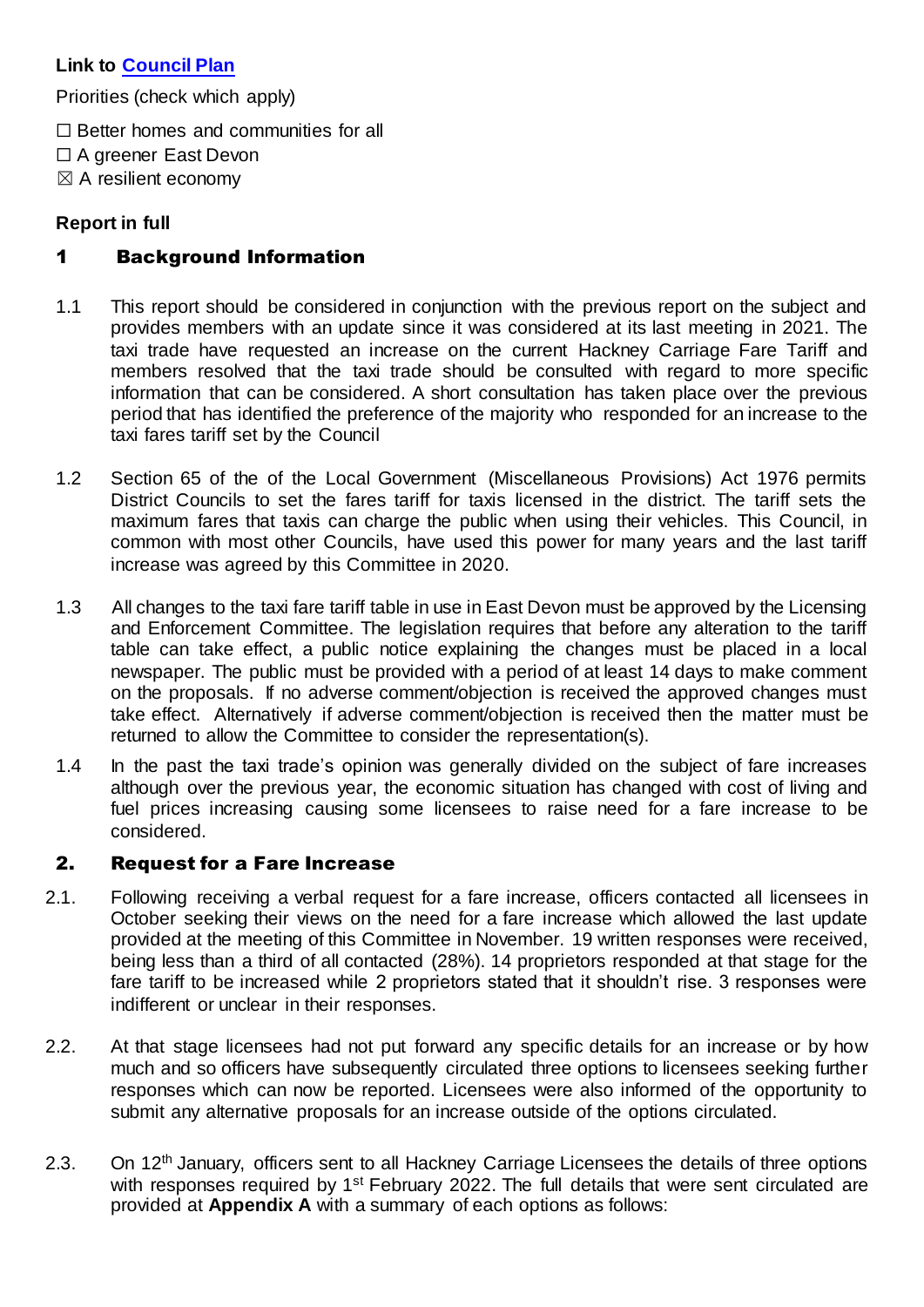**Link to Council Plan**

Priorities (check which apply)

☐ Better homes and communities for all
☐ A greener East Devon
☒ A resilient economy

**Report in full**

## 1 Background Information

1.1 This report should be considered in conjunction with the previous report on the subject and provides members with an update since it was considered at its last meeting in 2021. The taxi trade have requested an increase on the current Hackney Carriage Fare Tariff and members resolved that the taxi trade should be consulted with regard to more specific information that can be considered. A short consultation has taken place over the previous period that has identified the preference of the majority who responded for an increase to the taxi fares tariff set by the Council

1.2 Section 65 of the of the Local Government (Miscellaneous Provisions) Act 1976 permits District Councils to set the fares tariff for taxis licensed in the district. The tariff sets the maximum fares that taxis can charge the public when using their vehicles. This Council, in common with most other Councils, have used this power for many years and the last tariff increase was agreed by this Committee in 2020.

1.3 All changes to the taxi fare tariff table in use in East Devon must be approved by the Licensing and Enforcement Committee. The legislation requires that before any alteration to the tariff table can take effect, a public notice explaining the changes must be placed in a local newspaper. The public must be provided with a period of at least 14 days to make comment on the proposals. If no adverse comment/objection is received the approved changes must take effect. Alternatively if adverse comment/objection is received then the matter must be returned to allow the Committee to consider the representation(s).

1.4 In the past the taxi trade's opinion was generally divided on the subject of fare increases although over the previous year, the economic situation has changed with cost of living and fuel prices increasing causing some licensees to raise need for a fare increase to be considered.

## 2. Request for a Fare Increase

2.1. Following receiving a verbal request for a fare increase, officers contacted all licensees in October seeking their views on the need for a fare increase which allowed the last update provided at the meeting of this Committee in November. 19 written responses were received, being less than a third of all contacted (28%). 14 proprietors responded at that stage for the fare tariff to be increased while 2 proprietors stated that it shouldn't rise. 3 responses were indifferent or unclear in their responses.

2.2. At that stage licensees had not put forward any specific details for an increase or by how much and so officers have subsequently circulated three options to licensees seeking further responses which can now be reported. Licensees were also informed of the opportunity to submit any alternative proposals for an increase outside of the options circulated.

2.3. On 12th January, officers sent to all Hackney Carriage Licensees the details of three options with responses required by 1st February 2022. The full details that were sent circulated are provided at **Appendix A** with a summary of each options as follows: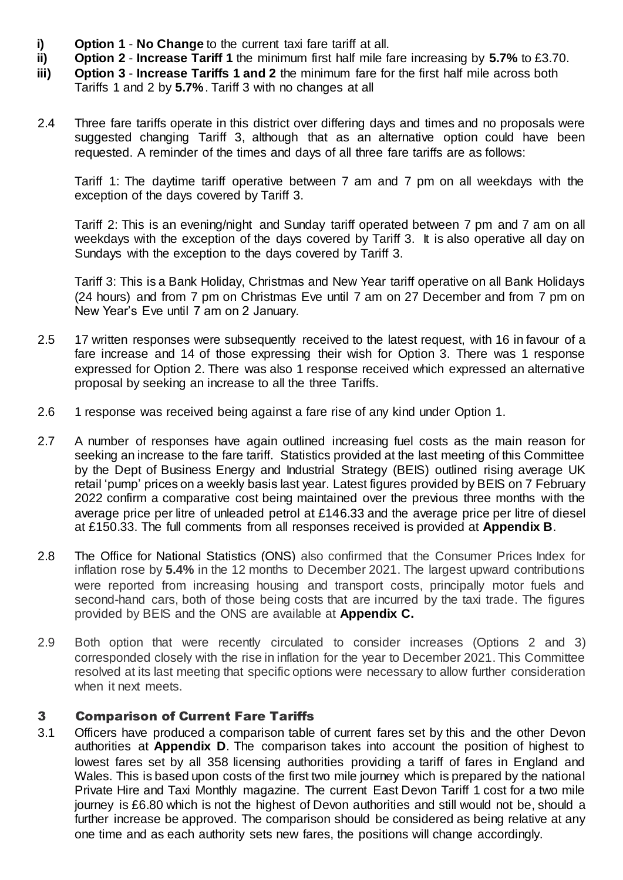- **i) Option 1** - **No Change** to the current taxi fare tariff at all.
- **ii) Option 2** - **Increase Tariff 1** the minimum first half mile fare increasing by **5.7%** to £3.70.
- **iii) Option 3** - **Increase Tariffs 1 and 2** the minimum fare for the first half mile across both Tariffs 1 and 2 by **5.7%**. Tariff 3 with no changes at all

2.4 Three fare tariffs operate in this district over differing days and times and no proposals were suggested changing Tariff 3, although that as an alternative option could have been requested. A reminder of the times and days of all three fare tariffs are as follows:

Tariff 1: The daytime tariff operative between 7 am and 7 pm on all weekdays with the exception of the days covered by Tariff 3.

Tariff 2: This is an evening/night and Sunday tariff operated between 7 pm and 7 am on all weekdays with the exception of the days covered by Tariff 3. It is also operative all day on Sundays with the exception to the days covered by Tariff 3.

Tariff 3: This is a Bank Holiday, Christmas and New Year tariff operative on all Bank Holidays (24 hours) and from 7 pm on Christmas Eve until 7 am on 27 December and from 7 pm on New Year's Eve until 7 am on 2 January.

2.5 17 written responses were subsequently received to the latest request, with 16 in favour of a fare increase and 14 of those expressing their wish for Option 3. There was 1 response expressed for Option 2. There was also 1 response received which expressed an alternative proposal by seeking an increase to all the three Tariffs.

2.6 1 response was received being against a fare rise of any kind under Option 1.

2.7 A number of responses have again outlined increasing fuel costs as the main reason for seeking an increase to the fare tariff. Statistics provided at the last meeting of this Committee by the Dept of Business Energy and Industrial Strategy (BEIS) outlined rising average UK retail 'pump' prices on a weekly basis last year. Latest figures provided by BEIS on 7 February 2022 confirm a comparative cost being maintained over the previous three months with the average price per litre of unleaded petrol at £146.33 and the average price per litre of diesel at £150.33. The full comments from all responses received is provided at **Appendix B**.

2.8 The Office for National Statistics (ONS) also confirmed that the Consumer Prices Index for inflation rose by **5.4%** in the 12 months to December 2021. The largest upward contributions were reported from increasing housing and transport costs, principally motor fuels and second-hand cars, both of those being costs that are incurred by the taxi trade. The figures provided by BEIS and the ONS are available at **Appendix C.**

2.9 Both option that were recently circulated to consider increases (Options 2 and 3) corresponded closely with the rise in inflation for the year to December 2021. This Committee resolved at its last meeting that specific options were necessary to allow further consideration when it next meets.

## 3 Comparison of Current Fare Tariffs

3.1 Officers have produced a comparison table of current fares set by this and the other Devon authorities at **Appendix D**. The comparison takes into account the position of highest to lowest fares set by all 358 licensing authorities providing a tariff of fares in England and Wales. This is based upon costs of the first two mile journey which is prepared by the national Private Hire and Taxi Monthly magazine. The current East Devon Tariff 1 cost for a two mile journey is £6.80 which is not the highest of Devon authorities and still would not be, should a further increase be approved. The comparison should be considered as being relative at any one time and as each authority sets new fares, the positions will change accordingly.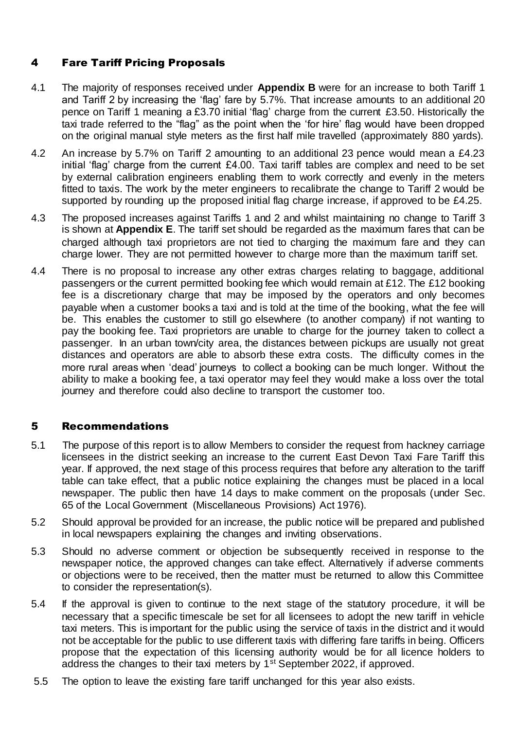## 4 Fare Tariff Pricing Proposals

4.1 The majority of responses received under **Appendix B** were for an increase to both Tariff 1 and Tariff 2 by increasing the 'flag' fare by 5.7%. That increase amounts to an additional 20 pence on Tariff 1 meaning a £3.70 initial 'flag' charge from the current £3.50. Historically the taxi trade referred to the "flag" as the point when the 'for hire' flag would have been dropped on the original manual style meters as the first half mile travelled (approximately 880 yards).

4.2 An increase by 5.7% on Tariff 2 amounting to an additional 23 pence would mean a £4.23 initial 'flag' charge from the current £4.00. Taxi tariff tables are complex and need to be set by external calibration engineers enabling them to work correctly and evenly in the meters fitted to taxis. The work by the meter engineers to recalibrate the change to Tariff 2 would be supported by rounding up the proposed initial flag charge increase, if approved to be £4.25.

4.3 The proposed increases against Tariffs 1 and 2 and whilst maintaining no change to Tariff 3 is shown at **Appendix E**. The tariff set should be regarded as the maximum fares that can be charged although taxi proprietors are not tied to charging the maximum fare and they can charge lower. They are not permitted however to charge more than the maximum tariff set.

4.4 There is no proposal to increase any other extras charges relating to baggage, additional passengers or the current permitted booking fee which would remain at £12. The £12 booking fee is a discretionary charge that may be imposed by the operators and only becomes payable when a customer books a taxi and is told at the time of the booking, what the fee will be. This enables the customer to still go elsewhere (to another company) if not wanting to pay the booking fee. Taxi proprietors are unable to charge for the journey taken to collect a passenger. In an urban town/city area, the distances between pickups are usually not great distances and operators are able to absorb these extra costs. The difficulty comes in the more rural areas when 'dead' journeys to collect a booking can be much longer. Without the ability to make a booking fee, a taxi operator may feel they would make a loss over the total journey and therefore could also decline to transport the customer too.

## 5 Recommendations

5.1 The purpose of this report is to allow Members to consider the request from hackney carriage licensees in the district seeking an increase to the current East Devon Taxi Fare Tariff this year. If approved, the next stage of this process requires that before any alteration to the tariff table can take effect, that a public notice explaining the changes must be placed in a local newspaper. The public then have 14 days to make comment on the proposals (under Sec. 65 of the Local Government (Miscellaneous Provisions) Act 1976).

5.2 Should approval be provided for an increase, the public notice will be prepared and published in local newspapers explaining the changes and inviting observations.

5.3 Should no adverse comment or objection be subsequently received in response to the newspaper notice, the approved changes can take effect. Alternatively if adverse comments or objections were to be received, then the matter must be returned to allow this Committee to consider the representation(s).

5.4 If the approval is given to continue to the next stage of the statutory procedure, it will be necessary that a specific timescale be set for all licensees to adopt the new tariff in vehicle taxi meters. This is important for the public using the service of taxis in the district and it would not be acceptable for the public to use different taxis with differing fare tariffs in being. Officers propose that the expectation of this licensing authority would be for all licence holders to address the changes to their taxi meters by 1st September 2022, if approved.

5.5 The option to leave the existing fare tariff unchanged for this year also exists.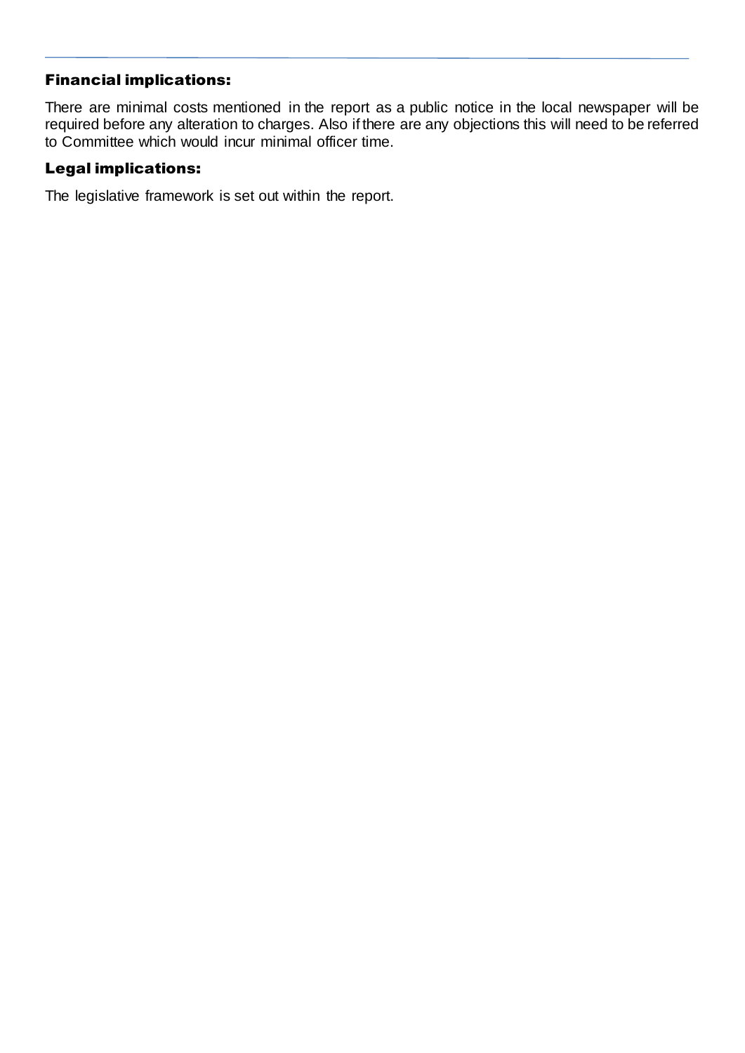### Financial implications:

There are minimal costs mentioned in the report as a public notice in the local newspaper will be required before any alteration to charges. Also if there are any objections this will need to be referred to Committee which would incur minimal officer time.

### Legal implications:

The legislative framework is set out within the report.